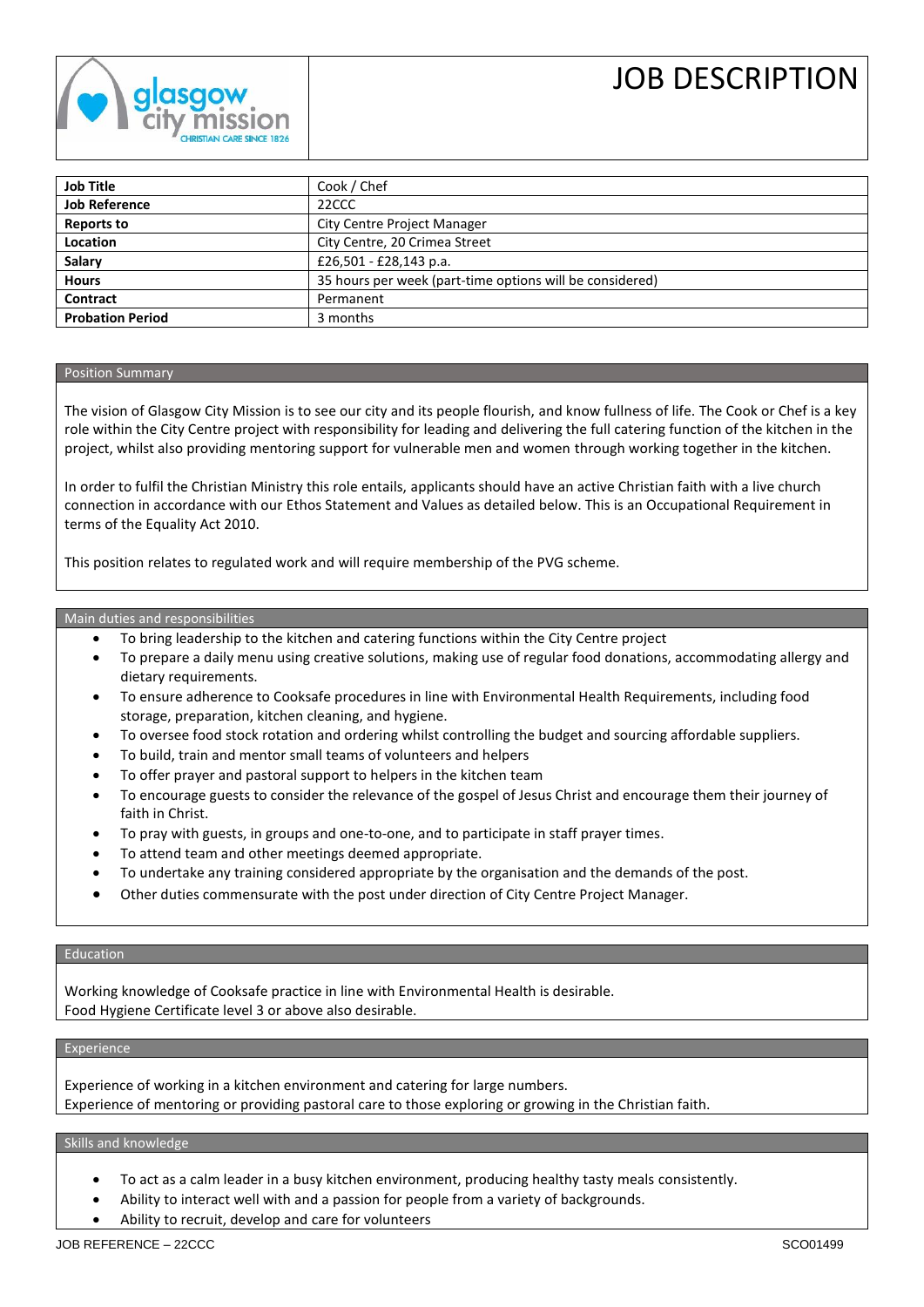# JOB DESCRIPTION

| Job Title | Cook / Chef |
|---|---|
| **Job Reference** | 22CCC |
| **Reports to** | City Centre Project Manager |
| **Location** | City Centre, 20 Crimea Street |
| **Salary** | £26,501 - £28,143 p.a. |
| **Hours** | 35 hours per week (part-time options will be considered) |
| **Contract** | Permanent |
| **Probation Period** | 3 months |

## Position Summary

The vision of Glasgow City Mission is to see our city and its people flourish, and know fullness of life. The Cook or Chef is a key role within the City Centre project with responsibility for leading and delivering the full catering function of the kitchen in the project, whilst also providing mentoring support for vulnerable men and women through working together in the kitchen.

In order to fulfil the Christian Ministry this role entails, applicants should have an active Christian faith with a live church connection in accordance with our Ethos Statement and Values as detailed below. This is an Occupational Requirement in terms of the Equality Act 2010.

This position relates to regulated work and will require membership of the PVG scheme.

## Main duties and responsibilities

- To bring leadership to the kitchen and catering functions within the City Centre project
- To prepare a daily menu using creative solutions, making use of regular food donations, accommodating allergy and dietary requirements.
- To ensure adherence to Cooksafe procedures in line with Environmental Health Requirements, including food storage, preparation, kitchen cleaning, and hygiene.
- To oversee food stock rotation and ordering whilst controlling the budget and sourcing affordable suppliers.
- To build, train and mentor small teams of volunteers and helpers
- To offer prayer and pastoral support to helpers in the kitchen team
- To encourage guests to consider the relevance of the gospel of Jesus Christ and encourage them their journey of faith in Christ.
- To pray with guests, in groups and one-to-one, and to participate in staff prayer times.
- To attend team and other meetings deemed appropriate.
- To undertake any training considered appropriate by the organisation and the demands of the post.
- Other duties commensurate with the post under direction of City Centre Project Manager.

## Education

Working knowledge of Cooksafe practice in line with Environmental Health is desirable.
Food Hygiene Certificate level 3 or above also desirable.

## Experience

Experience of working in a kitchen environment and catering for large numbers.
Experience of mentoring or providing pastoral care to those exploring or growing in the Christian faith.

## Skills and knowledge

- To act as a calm leader in a busy kitchen environment, producing healthy tasty meals consistently.
- Ability to interact well with and a passion for people from a variety of backgrounds.
- Ability to recruit, develop and care for volunteers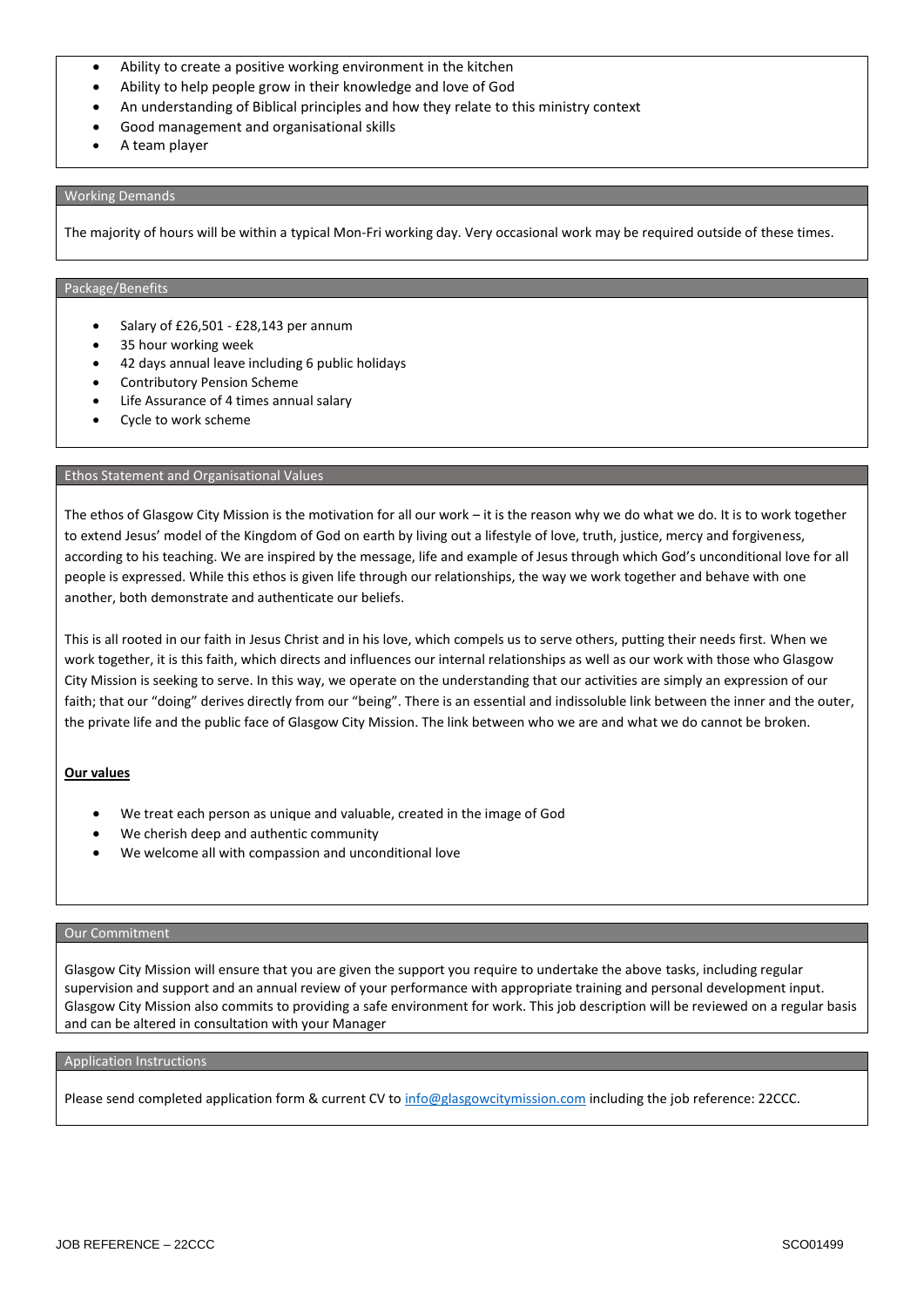- Ability to create a positive working environment in the kitchen
- Ability to help people grow in their knowledge and love of God
- An understanding of Biblical principles and how they relate to this ministry context
- Good management and organisational skills
- A team player

## Working Demands

The majority of hours will be within a typical Mon-Fri working day. Very occasional work may be required outside of these times.

## Package/Benefits

- Salary of £26,501 - £28,143 per annum
- 35 hour working week
- 42 days annual leave including 6 public holidays
- Contributory Pension Scheme
- Life Assurance of 4 times annual salary
- Cycle to work scheme

## Ethos Statement and Organisational Values

The ethos of Glasgow City Mission is the motivation for all our work – it is the reason why we do what we do. It is to work together to extend Jesus' model of the Kingdom of God on earth by living out a lifestyle of love, truth, justice, mercy and forgiveness, according to his teaching. We are inspired by the message, life and example of Jesus through which God's unconditional love for all people is expressed. While this ethos is given life through our relationships, the way we work together and behave with one another, both demonstrate and authenticate our beliefs.

This is all rooted in our faith in Jesus Christ and in his love, which compels us to serve others, putting their needs first. When we work together, it is this faith, which directs and influences our internal relationships as well as our work with those who Glasgow City Mission is seeking to serve. In this way, we operate on the understanding that our activities are simply an expression of our faith; that our "doing" derives directly from our "being". There is an essential and indissoluble link between the inner and the outer, the private life and the public face of Glasgow City Mission. The link between who we are and what we do cannot be broken.

**Our values**

- We treat each person as unique and valuable, created in the image of God
- We cherish deep and authentic community
- We welcome all with compassion and unconditional love

## Our Commitment

Glasgow City Mission will ensure that you are given the support you require to undertake the above tasks, including regular supervision and support and an annual review of your performance with appropriate training and personal development input. Glasgow City Mission also commits to providing a safe environment for work. This job description will be reviewed on a regular basis and can be altered in consultation with your Manager

## Application Instructions

Please send completed application form & current CV to info@glasgowcitymission.com including the job reference: 22CCC.